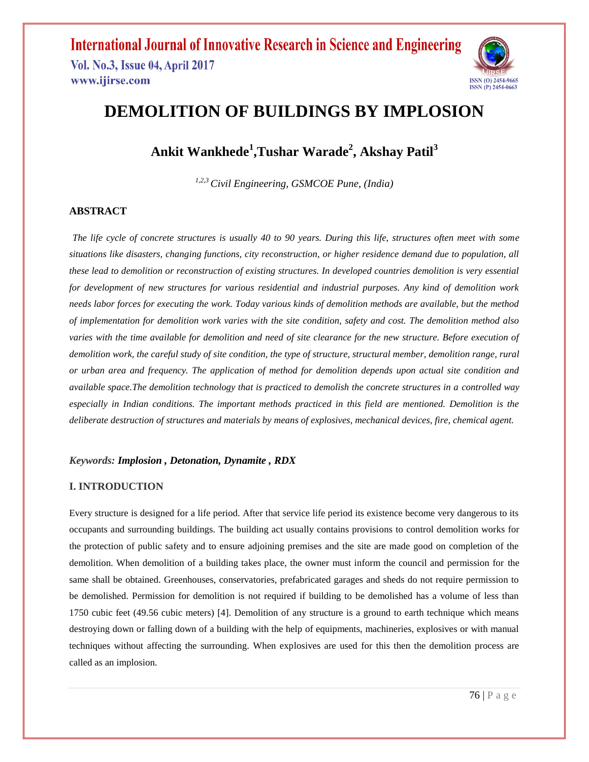# DEMOLITION OF BUILDINGS BY IMPLOSION

## Ankit Wankhede[1],Tushar Warade[2], Akshay Patil[3]

[1,2,3] *Civil Engineering, GSMCOE Pune, (India)*

### ABSTRACT

*The life cycle of concrete structures is usually 40 to 90 years. During this life, structures often meet with some situations like disasters, changing functions, city reconstruction, or higher residence demand due to population, all these lead to demolition or reconstruction of existing structures. In developed countries demolition is very essential for development of new structures for various residential and industrial purposes. Any kind of demolition work needs labor forces for executing the work. Today various kinds of demolition methods are available, but the method of implementation for demolition work varies with the site condition, safety and cost. The demolition method also varies with the time available for demolition and need of site clearance for the new structure. Before execution of demolition work, the careful study of site condition, the type of structure, structural member, demolition range, rural or urban area and frequency. The application of method for demolition depends upon actual site condition and available space.The demolition technology that is practiced to demolish the concrete structures in a controlled way especially in Indian conditions. The important methods practiced in this field are mentioned. Demolition is the deliberate destruction of structures and materials by means of explosives, mechanical devices, fire, chemical agent.*

***Keywords:*** ***Implosion , Detonation, Dynamite , RDX***

### I. INTRODUCTION

Every structure is designed for a life period. After that service life period its existence become very dangerous to its occupants and surrounding buildings. The building act usually contains provisions to control demolition works for the protection of public safety and to ensure adjoining premises and the site are made good on completion of the demolition. When demolition of a building takes place, the owner must inform the council and permission for the same shall be obtained. Greenhouses, conservatories, prefabricated garages and sheds do not require permission to be demolished. Permission for demolition is not required if building to be demolished has a volume of less than 1750 cubic feet (49.56 cubic meters) [4]. Demolition of any structure is a ground to earth technique which means destroying down or falling down of a building with the help of equipments, machineries, explosives or with manual techniques without affecting the surrounding. When explosives are used for this then the demolition process are called as an implosion.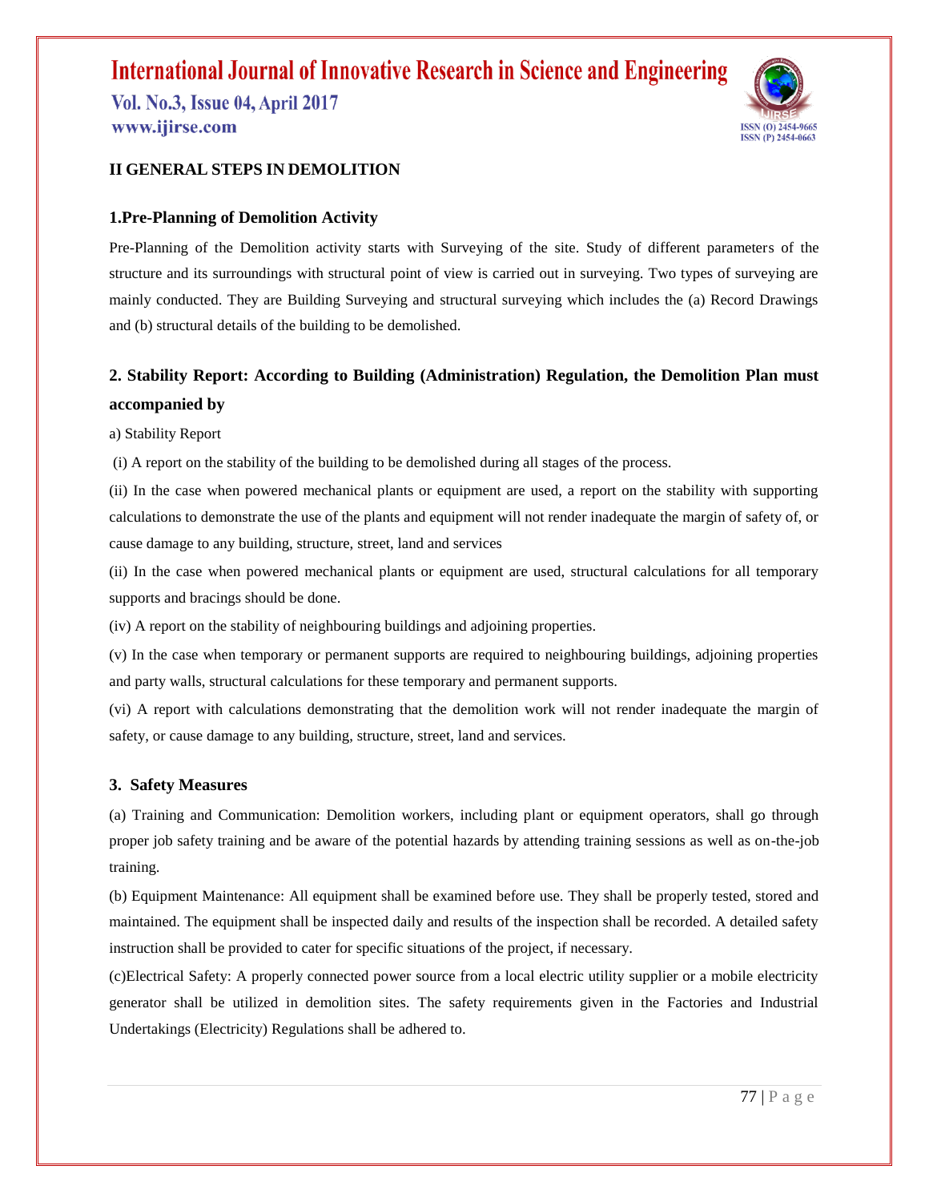## II GENERAL STEPS IN DEMOLITION

### 1.Pre-Planning of Demolition Activity

Pre-Planning of the Demolition activity starts with Surveying of the site. Study of different parameters of the structure and its surroundings with structural point of view is carried out in surveying. Two types of surveying are mainly conducted. They are Building Surveying and structural surveying which includes the (a) Record Drawings and (b) structural details of the building to be demolished.

### 2. Stability Report: According to Building (Administration) Regulation, the Demolition Plan must accompanied by

a) Stability Report

(i) A report on the stability of the building to be demolished during all stages of the process.

(ii) In the case when powered mechanical plants or equipment are used, a report on the stability with supporting calculations to demonstrate the use of the plants and equipment will not render inadequate the margin of safety of, or cause damage to any building, structure, street, land and services

(ii) In the case when powered mechanical plants or equipment are used, structural calculations for all temporary supports and bracings should be done.

(iv) A report on the stability of neighbouring buildings and adjoining properties.

(v) In the case when temporary or permanent supports are required to neighbouring buildings, adjoining properties and party walls, structural calculations for these temporary and permanent supports.

(vi) A report with calculations demonstrating that the demolition work will not render inadequate the margin of safety, or cause damage to any building, structure, street, land and services.

### 3. Safety Measures

(a) Training and Communication: Demolition workers, including plant or equipment operators, shall go through proper job safety training and be aware of the potential hazards by attending training sessions as well as on-the-job training.

(b) Equipment Maintenance: All equipment shall be examined before use. They shall be properly tested, stored and maintained. The equipment shall be inspected daily and results of the inspection shall be recorded. A detailed safety instruction shall be provided to cater for specific situations of the project, if necessary.

(c)Electrical Safety: A properly connected power source from a local electric utility supplier or a mobile electricity generator shall be utilized in demolition sites. The safety requirements given in the Factories and Industrial Undertakings (Electricity) Regulations shall be adhered to.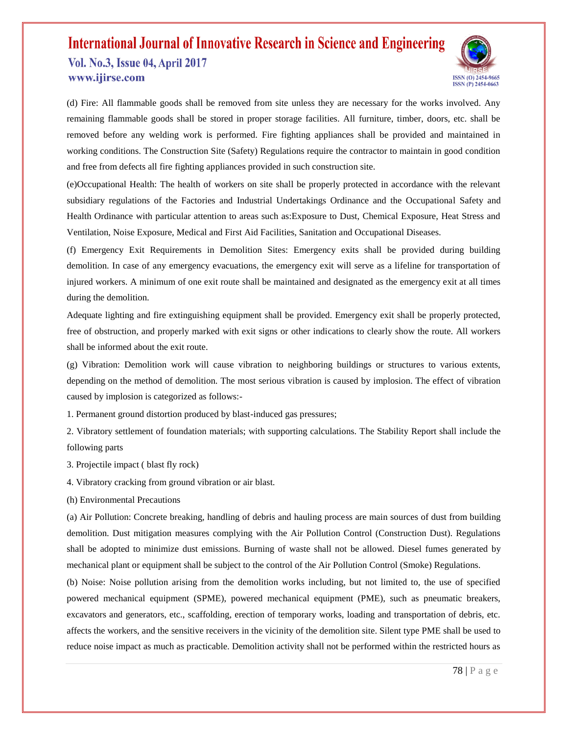(d) Fire: All flammable goods shall be removed from site unless they are necessary for the works involved. Any remaining flammable goods shall be stored in proper storage facilities. All furniture, timber, doors, etc. shall be removed before any welding work is performed. Fire fighting appliances shall be provided and maintained in working conditions. The Construction Site (Safety) Regulations require the contractor to maintain in good condition and free from defects all fire fighting appliances provided in such construction site.

(e)Occupational Health: The health of workers on site shall be properly protected in accordance with the relevant subsidiary regulations of the Factories and Industrial Undertakings Ordinance and the Occupational Safety and Health Ordinance with particular attention to areas such as:Exposure to Dust, Chemical Exposure, Heat Stress and Ventilation, Noise Exposure, Medical and First Aid Facilities, Sanitation and Occupational Diseases.

(f) Emergency Exit Requirements in Demolition Sites: Emergency exits shall be provided during building demolition. In case of any emergency evacuations, the emergency exit will serve as a lifeline for transportation of injured workers. A minimum of one exit route shall be maintained and designated as the emergency exit at all times during the demolition.

Adequate lighting and fire extinguishing equipment shall be provided. Emergency exit shall be properly protected, free of obstruction, and properly marked with exit signs or other indications to clearly show the route. All workers shall be informed about the exit route.

(g) Vibration: Demolition work will cause vibration to neighboring buildings or structures to various extents, depending on the method of demolition. The most serious vibration is caused by implosion. The effect of vibration caused by implosion is categorized as follows:-

1. Permanent ground distortion produced by blast-induced gas pressures;

2. Vibratory settlement of foundation materials; with supporting calculations. The Stability Report shall include the following parts

3. Projectile impact ( blast fly rock)

4. Vibratory cracking from ground vibration or air blast.

(h) Environmental Precautions

(a) Air Pollution: Concrete breaking, handling of debris and hauling process are main sources of dust from building demolition. Dust mitigation measures complying with the Air Pollution Control (Construction Dust). Regulations shall be adopted to minimize dust emissions. Burning of waste shall not be allowed. Diesel fumes generated by mechanical plant or equipment shall be subject to the control of the Air Pollution Control (Smoke) Regulations.

(b) Noise: Noise pollution arising from the demolition works including, but not limited to, the use of specified powered mechanical equipment (SPME), powered mechanical equipment (PME), such as pneumatic breakers, excavators and generators, etc., scaffolding, erection of temporary works, loading and transportation of debris, etc. affects the workers, and the sensitive receivers in the vicinity of the demolition site. Silent type PME shall be used to reduce noise impact as much as practicable. Demolition activity shall not be performed within the restricted hours as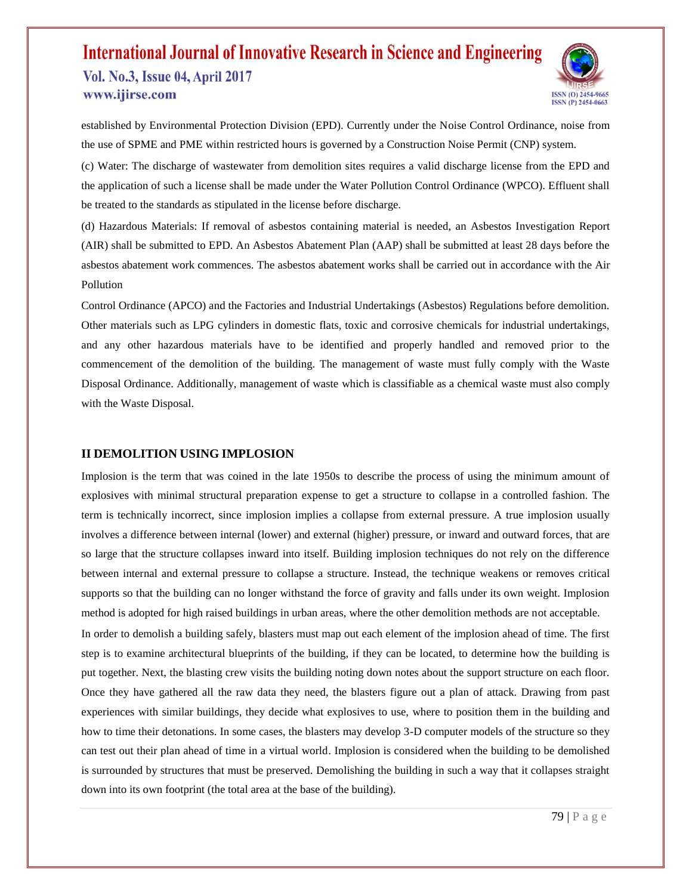established by Environmental Protection Division (EPD). Currently under the Noise Control Ordinance, noise from the use of SPME and PME within restricted hours is governed by a Construction Noise Permit (CNP) system.

(c) Water: The discharge of wastewater from demolition sites requires a valid discharge license from the EPD and the application of such a license shall be made under the Water Pollution Control Ordinance (WPCO). Effluent shall be treated to the standards as stipulated in the license before discharge.

(d) Hazardous Materials: If removal of asbestos containing material is needed, an Asbestos Investigation Report (AIR) shall be submitted to EPD. An Asbestos Abatement Plan (AAP) shall be submitted at least 28 days before the asbestos abatement work commences. The asbestos abatement works shall be carried out in accordance with the Air Pollution

Control Ordinance (APCO) and the Factories and Industrial Undertakings (Asbestos) Regulations before demolition. Other materials such as LPG cylinders in domestic flats, toxic and corrosive chemicals for industrial undertakings, and any other hazardous materials have to be identified and properly handled and removed prior to the commencement of the demolition of the building. The management of waste must fully comply with the Waste Disposal Ordinance. Additionally, management of waste which is classifiable as a chemical waste must also comply with the Waste Disposal.

## II DEMOLITION USING IMPLOSION

Implosion is the term that was coined in the late 1950s to describe the process of using the minimum amount of explosives with minimal structural preparation expense to get a structure to collapse in a controlled fashion. The term is technically incorrect, since implosion implies a collapse from external pressure. A true implosion usually involves a difference between internal (lower) and external (higher) pressure, or inward and outward forces, that are so large that the structure collapses inward into itself. Building implosion techniques do not rely on the difference between internal and external pressure to collapse a structure. Instead, the technique weakens or removes critical supports so that the building can no longer withstand the force of gravity and falls under its own weight. Implosion method is adopted for high raised buildings in urban areas, where the other demolition methods are not acceptable.

In order to demolish a building safely, blasters must map out each element of the implosion ahead of time. The first step is to examine architectural blueprints of the building, if they can be located, to determine how the building is put together. Next, the blasting crew visits the building noting down notes about the support structure on each floor. Once they have gathered all the raw data they need, the blasters figure out a plan of attack. Drawing from past experiences with similar buildings, they decide what explosives to use, where to position them in the building and how to time their detonations. In some cases, the blasters may develop 3-D computer models of the structure so they can test out their plan ahead of time in a virtual world. Implosion is considered when the building to be demolished is surrounded by structures that must be preserved. Demolishing the building in such a way that it collapses straight down into its own footprint (the total area at the base of the building).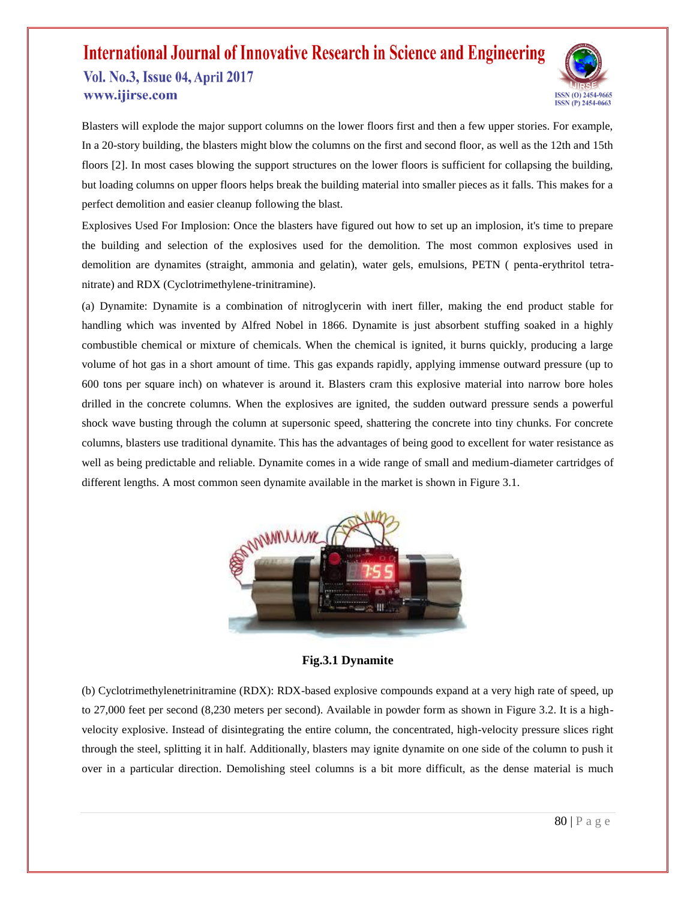Blasters will explode the major support columns on the lower floors first and then a few upper stories. For example, In a 20-story building, the blasters might blow the columns on the first and second floor, as well as the 12th and 15th floors [2]. In most cases blowing the support structures on the lower floors is sufficient for collapsing the building, but loading columns on upper floors helps break the building material into smaller pieces as it falls. This makes for a perfect demolition and easier cleanup following the blast.

Explosives Used For Implosion: Once the blasters have figured out how to set up an implosion, it's time to prepare the building and selection of the explosives used for the demolition. The most common explosives used in demolition are dynamites (straight, ammonia and gelatin), water gels, emulsions, PETN ( penta-erythritol tetra-nitrate) and RDX (Cyclotrimethylene-trinitramine).

(a) Dynamite: Dynamite is a combination of nitroglycerin with inert filler, making the end product stable for handling which was invented by Alfred Nobel in 1866. Dynamite is just absorbent stuffing soaked in a highly combustible chemical or mixture of chemicals. When the chemical is ignited, it burns quickly, producing a large volume of hot gas in a short amount of time. This gas expands rapidly, applying immense outward pressure (up to 600 tons per square inch) on whatever is around it. Blasters cram this explosive material into narrow bore holes drilled in the concrete columns. When the explosives are ignited, the sudden outward pressure sends a powerful shock wave busting through the column at supersonic speed, shattering the concrete into tiny chunks. For concrete columns, blasters use traditional dynamite. This has the advantages of being good to excellent for water resistance as well as being predictable and reliable. Dynamite comes in a wide range of small and medium-diameter cartridges of different lengths. A most common seen dynamite available in the market is shown in Figure 3.1.

**Fig.3.1 Dynamite**

(b) Cyclotrimethylenetrinitramine (RDX): RDX-based explosive compounds expand at a very high rate of speed, up to 27,000 feet per second (8,230 meters per second). Available in powder form as shown in Figure 3.2. It is a high-velocity explosive. Instead of disintegrating the entire column, the concentrated, high-velocity pressure slices right through the steel, splitting it in half. Additionally, blasters may ignite dynamite on one side of the column to push it over in a particular direction. Demolishing steel columns is a bit more difficult, as the dense material is much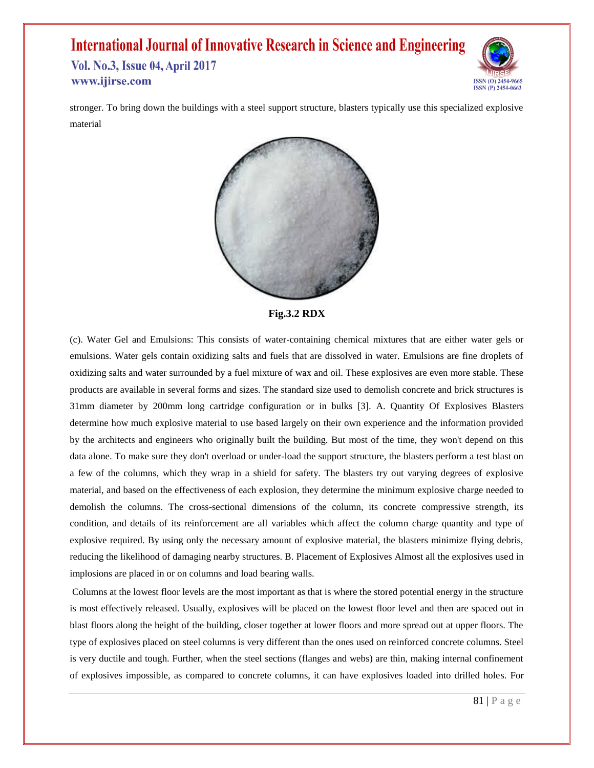stronger. To bring down the buildings with a steel support structure, blasters typically use this specialized explosive material

**Fig.3.2 RDX**

(c). Water Gel and Emulsions: This consists of water-containing chemical mixtures that are either water gels or emulsions. Water gels contain oxidizing salts and fuels that are dissolved in water. Emulsions are fine droplets of oxidizing salts and water surrounded by a fuel mixture of wax and oil. These explosives are even more stable. These products are available in several forms and sizes. The standard size used to demolish concrete and brick structures is 31mm diameter by 200mm long cartridge configuration or in bulks [3]. A. Quantity Of Explosives Blasters determine how much explosive material to use based largely on their own experience and the information provided by the architects and engineers who originally built the building. But most of the time, they won't depend on this data alone. To make sure they don't overload or under-load the support structure, the blasters perform a test blast on a few of the columns, which they wrap in a shield for safety. The blasters try out varying degrees of explosive material, and based on the effectiveness of each explosion, they determine the minimum explosive charge needed to demolish the columns. The cross-sectional dimensions of the column, its concrete compressive strength, its condition, and details of its reinforcement are all variables which affect the column charge quantity and type of explosive required. By using only the necessary amount of explosive material, the blasters minimize flying debris, reducing the likelihood of damaging nearby structures. B. Placement of Explosives Almost all the explosives used in implosions are placed in or on columns and load bearing walls.

Columns at the lowest floor levels are the most important as that is where the stored potential energy in the structure is most effectively released. Usually, explosives will be placed on the lowest floor level and then are spaced out in blast floors along the height of the building, closer together at lower floors and more spread out at upper floors. The type of explosives placed on steel columns is very different than the ones used on reinforced concrete columns. Steel is very ductile and tough. Further, when the steel sections (flanges and webs) are thin, making internal confinement of explosives impossible, as compared to concrete columns, it can have explosives loaded into drilled holes. For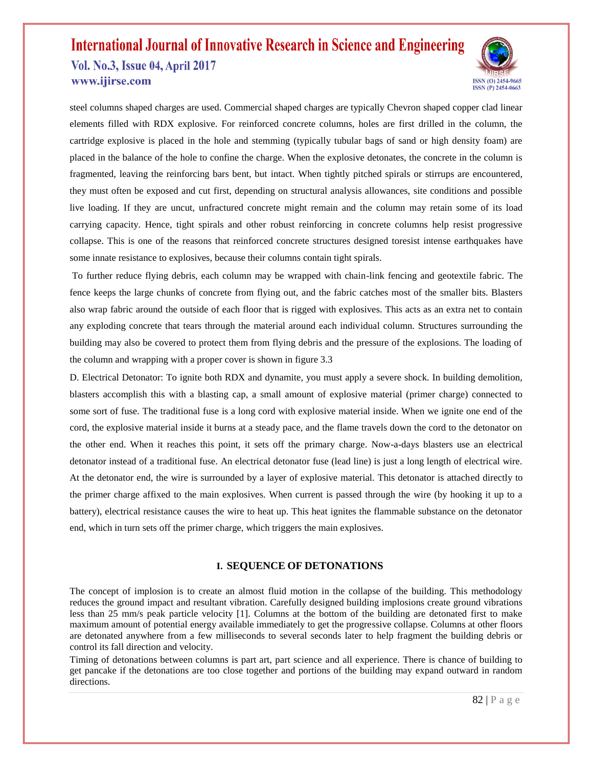steel columns shaped charges are used. Commercial shaped charges are typically Chevron shaped copper clad linear elements filled with RDX explosive. For reinforced concrete columns, holes are first drilled in the column, the cartridge explosive is placed in the hole and stemming (typically tubular bags of sand or high density foam) are placed in the balance of the hole to confine the charge. When the explosive detonates, the concrete in the column is fragmented, leaving the reinforcing bars bent, but intact. When tightly pitched spirals or stirrups are encountered, they must often be exposed and cut first, depending on structural analysis allowances, site conditions and possible live loading. If they are uncut, unfractured concrete might remain and the column may retain some of its load carrying capacity. Hence, tight spirals and other robust reinforcing in concrete columns help resist progressive collapse. This is one of the reasons that reinforced concrete structures designed toresist intense earthquakes have some innate resistance to explosives, because their columns contain tight spirals.

To further reduce flying debris, each column may be wrapped with chain-link fencing and geotextile fabric. The fence keeps the large chunks of concrete from flying out, and the fabric catches most of the smaller bits. Blasters also wrap fabric around the outside of each floor that is rigged with explosives. This acts as an extra net to contain any exploding concrete that tears through the material around each individual column. Structures surrounding the building may also be covered to protect them from flying debris and the pressure of the explosions. The loading of the column and wrapping with a proper cover is shown in figure 3.3

D. Electrical Detonator: To ignite both RDX and dynamite, you must apply a severe shock. In building demolition, blasters accomplish this with a blasting cap, a small amount of explosive material (primer charge) connected to some sort of fuse. The traditional fuse is a long cord with explosive material inside. When we ignite one end of the cord, the explosive material inside it burns at a steady pace, and the flame travels down the cord to the detonator on the other end. When it reaches this point, it sets off the primary charge. Now-a-days blasters use an electrical detonator instead of a traditional fuse. An electrical detonator fuse (lead line) is just a long length of electrical wire. At the detonator end, the wire is surrounded by a layer of explosive material. This detonator is attached directly to the primer charge affixed to the main explosives. When current is passed through the wire (by hooking it up to a battery), electrical resistance causes the wire to heat up. This heat ignites the flammable substance on the detonator end, which in turn sets off the primer charge, which triggers the main explosives.

## I. SEQUENCE OF DETONATIONS

The concept of implosion is to create an almost fluid motion in the collapse of the building. This methodology reduces the ground impact and resultant vibration. Carefully designed building implosions create ground vibrations less than 25 mm/s peak particle velocity [1]. Columns at the bottom of the building are detonated first to make maximum amount of potential energy available immediately to get the progressive collapse. Columns at other floors are detonated anywhere from a few milliseconds to several seconds later to help fragment the building debris or control its fall direction and velocity.

Timing of detonations between columns is part art, part science and all experience. There is chance of building to get pancake if the detonations are too close together and portions of the building may expand outward in random directions.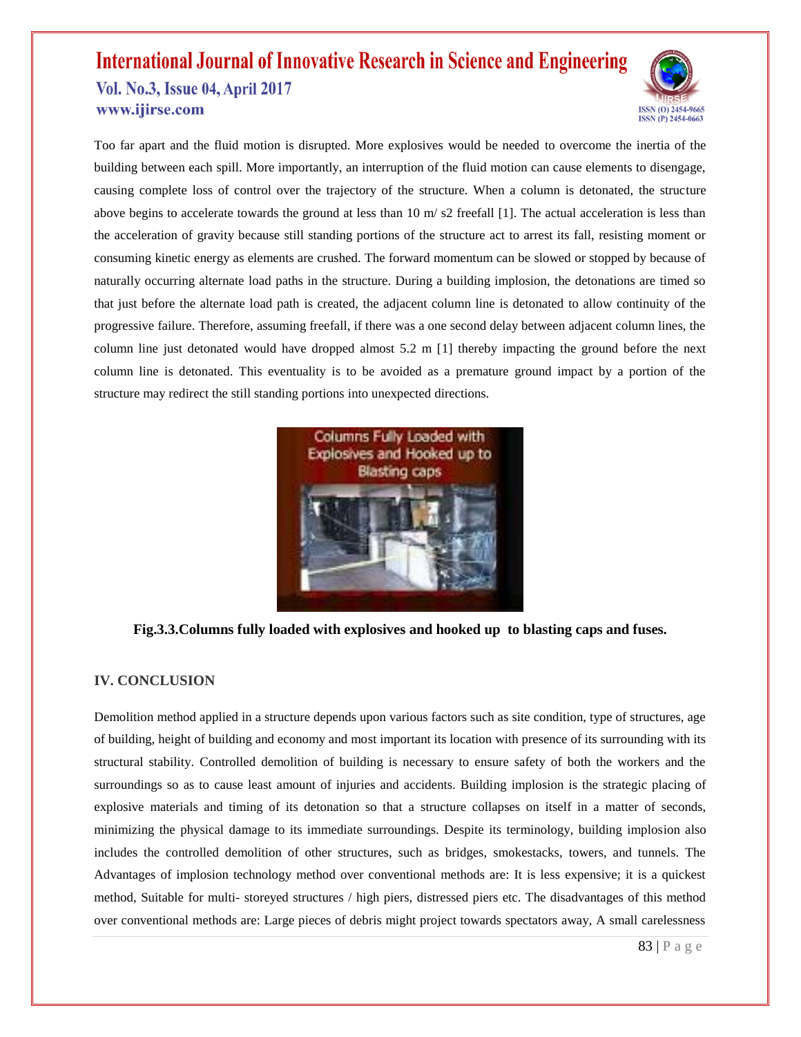Too far apart and the fluid motion is disrupted. More explosives would be needed to overcome the inertia of the building between each spill. More importantly, an interruption of the fluid motion can cause elements to disengage, causing complete loss of control over the trajectory of the structure. When a column is detonated, the structure above begins to accelerate towards the ground at less than 10 m/ s2 freefall [1]. The actual acceleration is less than the acceleration of gravity because still standing portions of the structure act to arrest its fall, resisting moment or consuming kinetic energy as elements are crushed. The forward momentum can be slowed or stopped by because of naturally occurring alternate load paths in the structure. During a building implosion, the detonations are timed so that just before the alternate load path is created, the adjacent column line is detonated to allow continuity of the progressive failure. Therefore, assuming freefall, if there was a one second delay between adjacent column lines, the column line just detonated would have dropped almost 5.2 m [1] thereby impacting the ground before the next column line is detonated. This eventuality is to be avoided as a premature ground impact by a portion of the structure may redirect the still standing portions into unexpected directions.

Columns Fully Loaded with Explosives and Hooked up to Blasting caps

**Fig.3.3.Columns fully loaded with explosives and hooked up to blasting caps and fuses.**

## IV. CONCLUSION

Demolition method applied in a structure depends upon various factors such as site condition, type of structures, age of building, height of building and economy and most important its location with presence of its surrounding with its structural stability. Controlled demolition of building is necessary to ensure safety of both the workers and the surroundings so as to cause least amount of injuries and accidents. Building implosion is the strategic placing of explosive materials and timing of its detonation so that a structure collapses on itself in a matter of seconds, minimizing the physical damage to its immediate surroundings. Despite its terminology, building implosion also includes the controlled demolition of other structures, such as bridges, smokestacks, towers, and tunnels. The Advantages of implosion technology method over conventional methods are: It is less expensive; it is a quickest method, Suitable for multi- storeyed structures / high piers, distressed piers etc. The disadvantages of this method over conventional methods are: Large pieces of debris might project towards spectators away, A small carelessness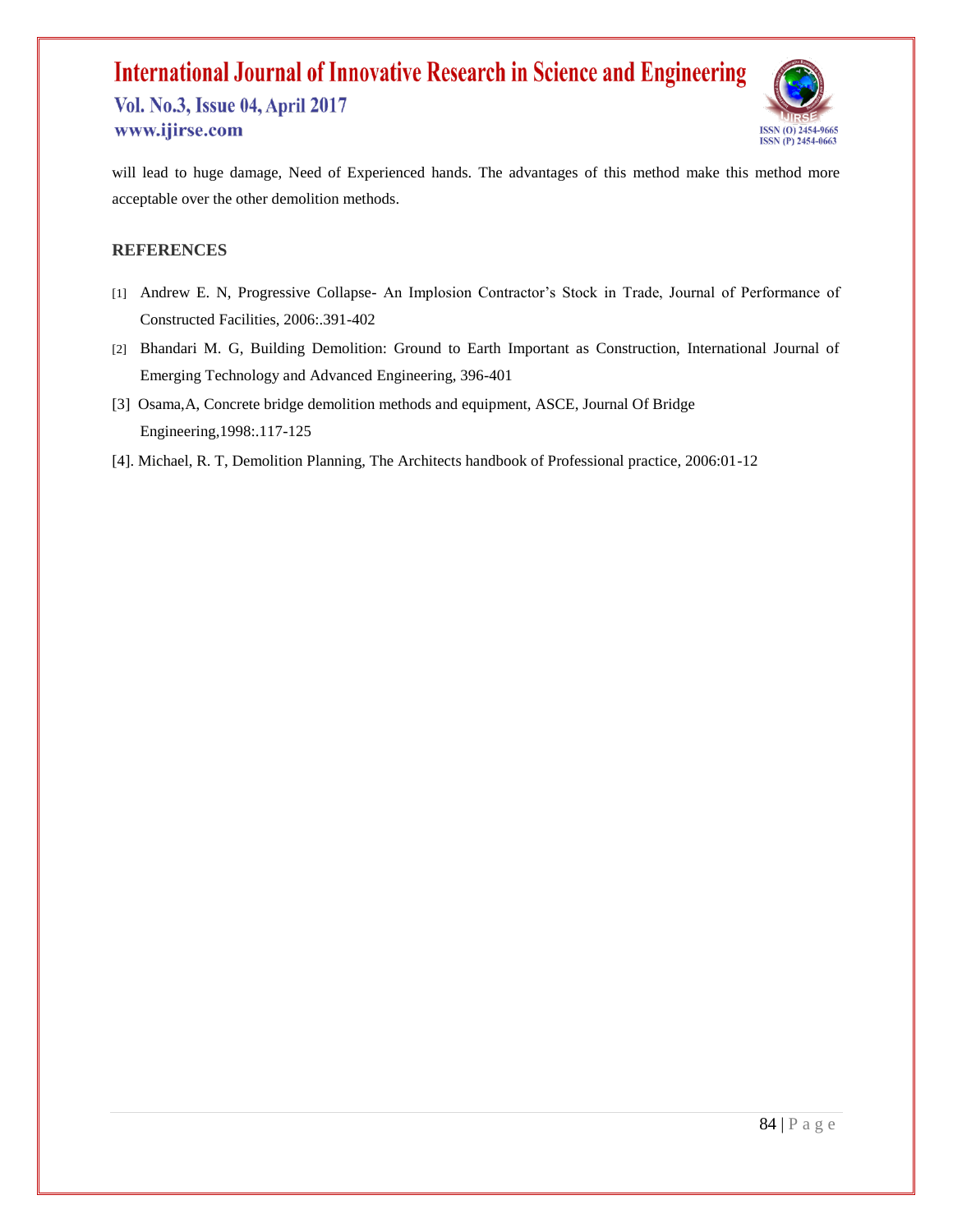will lead to huge damage, Need of Experienced hands. The advantages of this method make this method more acceptable over the other demolition methods.

## REFERENCES

[1] Andrew E. N, Progressive Collapse- An Implosion Contractor's Stock in Trade, Journal of Performance of Constructed Facilities, 2006:.391-402

[2] Bhandari M. G, Building Demolition: Ground to Earth Important as Construction, International Journal of Emerging Technology and Advanced Engineering, 396-401

[3] Osama,A, Concrete bridge demolition methods and equipment, ASCE, Journal Of Bridge Engineering,1998:.117-125

[4]. Michael, R. T, Demolition Planning, The Architects handbook of Professional practice, 2006:01-12